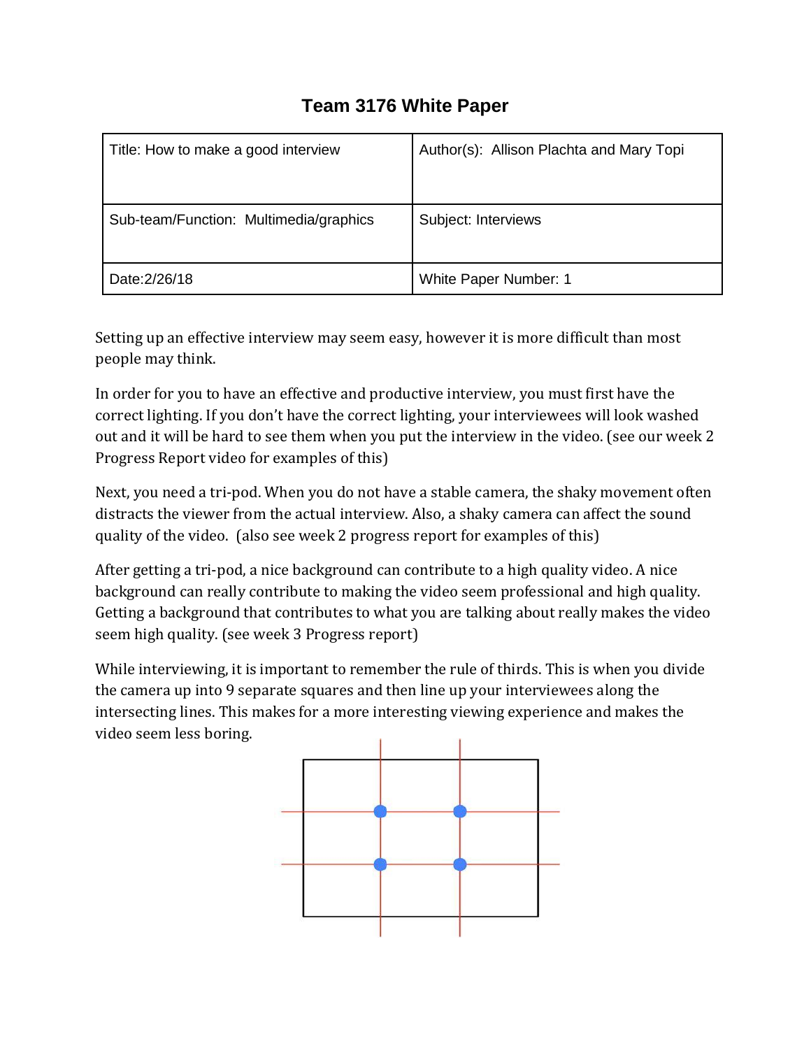# Team 3176 White Paper

| Title: How to make a good interview | Author(s): Allison Plachta and Mary Topi |
| --- | --- |
| Sub-team/Function: Multimedia/graphics | Subject: Interviews |
| Date:2/26/18 | White Paper Number: 1 |

Setting up an effective interview may seem easy, however it is more difficult than most people may think.

In order for you to have an effective and productive interview, you must first have the correct lighting. If you don't have the correct lighting, your interviewees will look washed out and it will be hard to see them when you put the interview in the video. (see our week 2 Progress Report video for examples of this)

Next, you need a tri-pod. When you do not have a stable camera, the shaky movement often distracts the viewer from the actual interview. Also, a shaky camera can affect the sound quality of the video. (also see week 2 progress report for examples of this)

After getting a tri-pod, a nice background can contribute to a high quality video. A nice background can really contribute to making the video seem professional and high quality. Getting a background that contributes to what you are talking about really makes the video seem high quality. (see week 3 Progress report)

While interviewing, it is important to remember the rule of thirds. This is when you divide the camera up into 9 separate squares and then line up your interviewees along the intersecting lines. This makes for a more interesting viewing experience and makes the video seem less boring.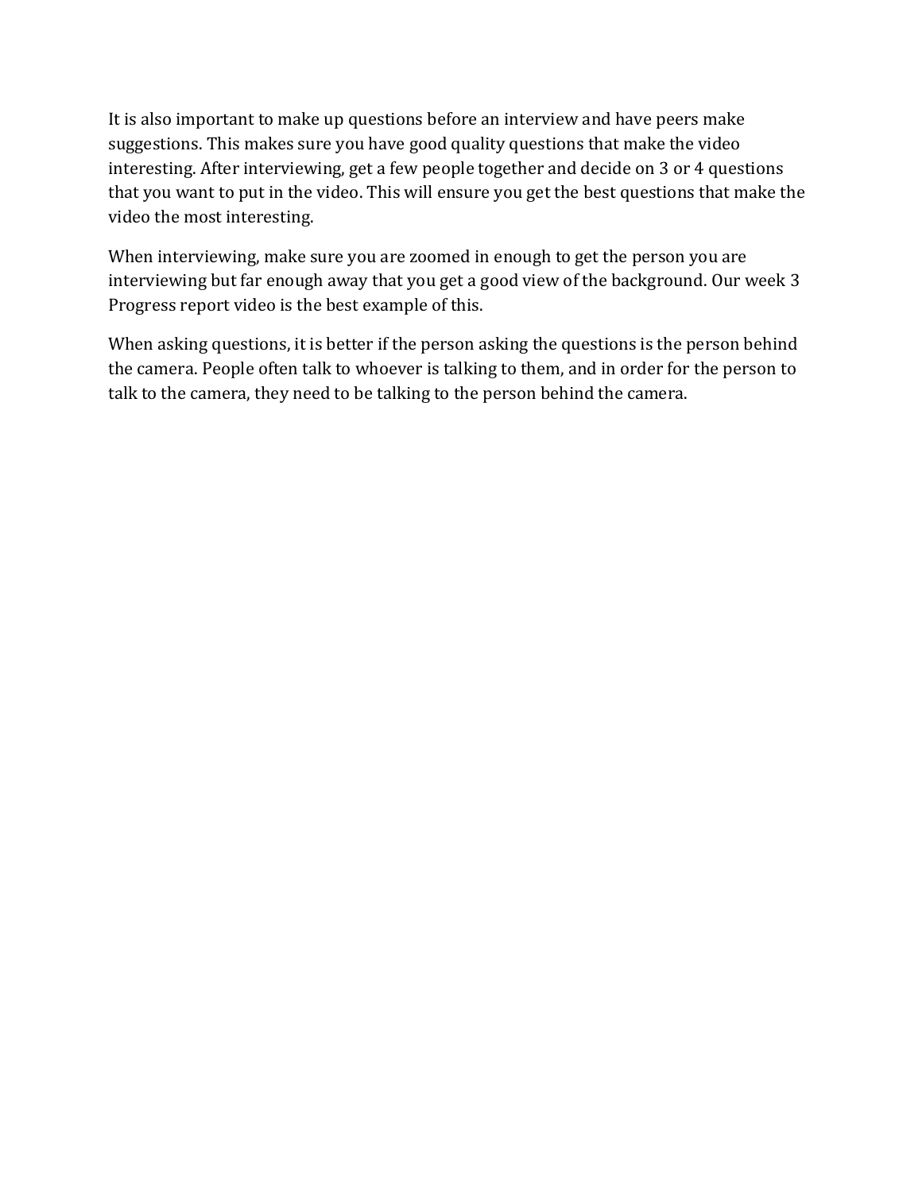It is also important to make up questions before an interview and have peers make suggestions. This makes sure you have good quality questions that make the video interesting. After interviewing, get a few people together and decide on 3 or 4 questions that you want to put in the video. This will ensure you get the best questions that make the video the most interesting.

When interviewing, make sure you are zoomed in enough to get the person you are interviewing but far enough away that you get a good view of the background. Our week 3 Progress report video is the best example of this.

When asking questions, it is better if the person asking the questions is the person behind the camera. People often talk to whoever is talking to them, and in order for the person to talk to the camera, they need to be talking to the person behind the camera.